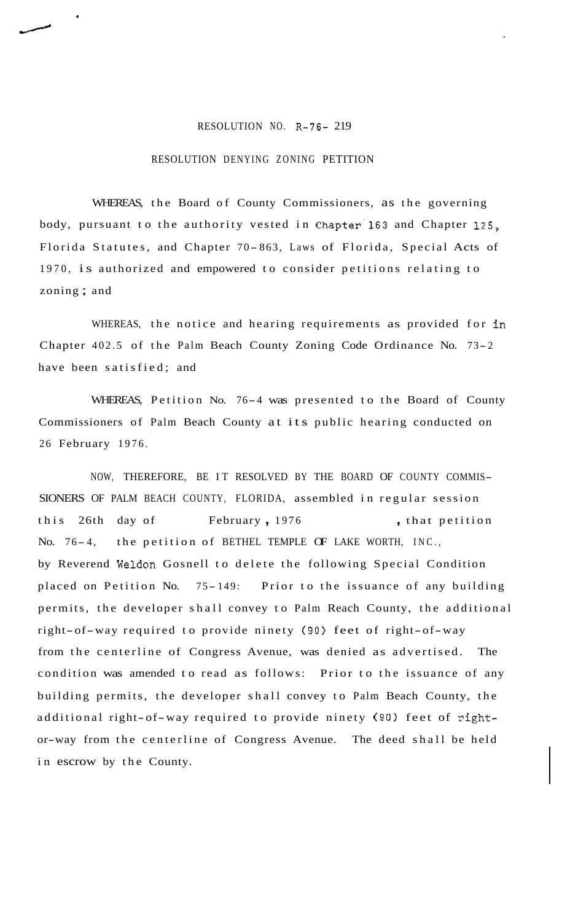RESOLUTION NO. R-76- 219

RESOLUTION DENYING ZONING PETITION

WHEREAS, the Board of County Commissioners, as the governing body, pursuant to the authority vested in Chapter 163 and Chapter 125, Florida Statutes, and Chapter 70-863, Laws of Florida, Special Acts of 1970, is authorized and empowered to consider petitions relating to zoning; and

WHEREAS, the notice and hearing requirements as provided for in Chapter 402.5 of the Palm Beach County Zoning Code Ordinance No. 73-2 have been satisfied; and

WHEREAS, Petition No. 76-4 was presented to the Board of County Commissioners of Palm Beach County at its public hearing conducted on 26 February 1976.

NOW, THEREFORE, BE IT RESOLVED BY THE BOARD OF COUNTY COMMISSIONERS OF PALM BEACH COUNTY, FLORIDA, assembled in regular session this 26th day of February, 1976, that petition No. 76-4, the petition of BETHEL TEMPLE OF LAKE WORTH, INC., by Reverend Weldon Gosnell to delete the following Special Condition placed on Petition No. 75-149: Prior to the issuance of any building permits, the developer shall convey to Palm Reach County, the additional right-of-way required to provide ninety (90) feet of right-of-way from the centerline of Congress Avenue, was denied as advertised. The condition was amended to read as follows: Prior to the issuance of any building permits, the developer shall convey to Palm Beach County, the additional right-of-way required to provide ninety (90) feet of right-or-way from the centerline of Congress Avenue. The deed shall be held in escrow by the County.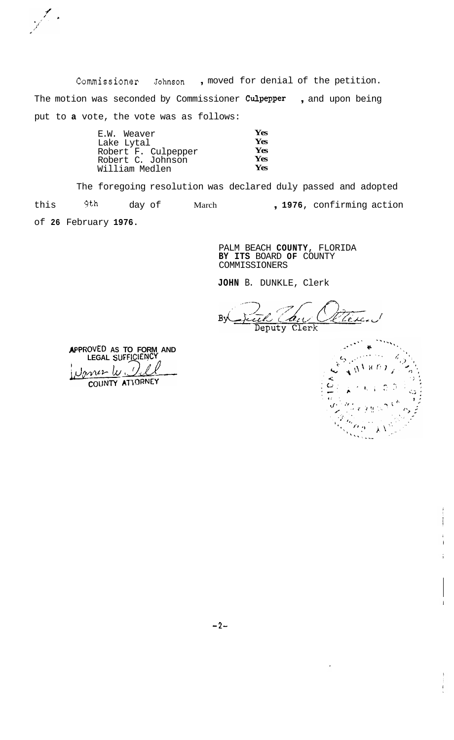Commissioner Johnson, moved for denial of the petition. The motion was seconded by Commissioner Culpepper, and upon being put to a vote, the vote was as follows:

| | |
|---|---|
| E.W. Weaver | Yes |
| Lake Lytal | Yes |
| Robert F. Culpepper | Yes |
| Robert C. Johnson | Yes |
| William Medlen | Yes |

The foregoing resolution was declared duly passed and adopted this 9th day of March, 1976, confirming action of 26 February 1976.

PALM BEACH COUNTY, FLORIDA
BY ITS BOARD OF COUNTY COMMISSIONERS

JOHN B. DUNKLE, Clerk

By _______________
Deputy Clerk

APPROVED AS TO FORM AND LEGAL SUFFICIENCY

_______________
COUNTY ATTORNEY